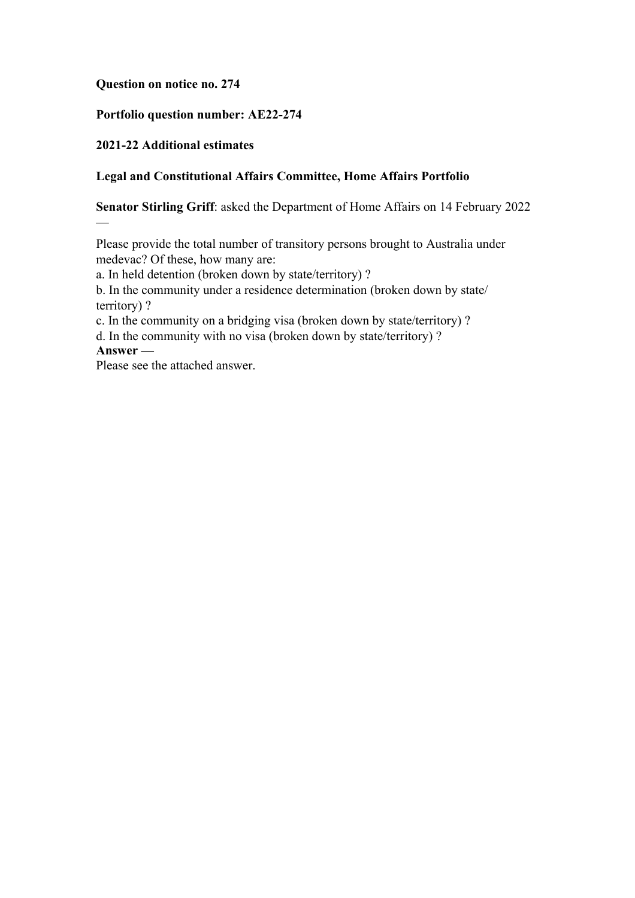**Question on notice no. 274**

**Portfolio question number: AE22-274**

**2021-22 Additional estimates**

**Legal and Constitutional Affairs Committee, Home Affairs Portfolio**

**Senator Stirling Griff**: asked the Department of Home Affairs on 14 February 2022 —

Please provide the total number of transitory persons brought to Australia under medevac? Of these, how many are:

a. In held detention (broken down by state/territory) ?

b. In the community under a residence determination (broken down by state/ territory) ?

c. In the community on a bridging visa (broken down by state/territory) ?

d. In the community with no visa (broken down by state/territory) ?

**Answer —**

Please see the attached answer.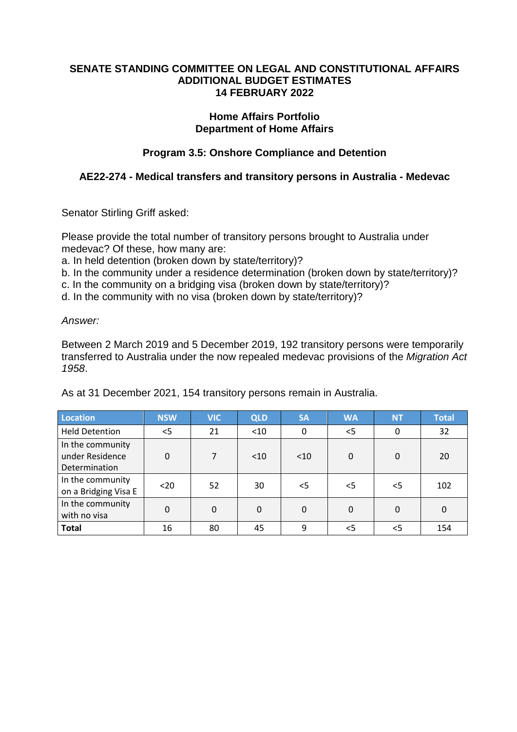**SENATE STANDING COMMITTEE ON LEGAL AND CONSTITUTIONAL AFFAIRS**
**ADDITIONAL BUDGET ESTIMATES**
**14 FEBRUARY 2022**

**Home Affairs Portfolio**
**Department of Home Affairs**

**Program 3.5: Onshore Compliance and Detention**

**AE22-274 - Medical transfers and transitory persons in Australia - Medevac**

Senator Stirling Griff asked:

Please provide the total number of transitory persons brought to Australia under medevac? Of these, how many are:
a. In held detention (broken down by state/territory)?
b. In the community under a residence determination (broken down by state/territory)?
c. In the community on a bridging visa (broken down by state/territory)?
d. In the community with no visa (broken down by state/territory)?

*Answer:*

Between 2 March 2019 and 5 December 2019, 192 transitory persons were temporarily transferred to Australia under the now repealed medevac provisions of the *Migration Act 1958*.

As at 31 December 2021, 154 transitory persons remain in Australia.

| Location | NSW | VIC | QLD | SA | WA | NT | Total |
|---|---|---|---|---|---|---|---|
| Held Detention | <5 | 21 | <10 | 0 | <5 | 0 | 32 |
| In the community under Residence Determination | 0 | 7 | <10 | <10 | 0 | 0 | 20 |
| In the community on a Bridging Visa E | <20 | 52 | 30 | <5 | <5 | <5 | 102 |
| In the community with no visa | 0 | 0 | 0 | 0 | 0 | 0 | 0 |
| **Total** | 16 | 80 | 45 | 9 | <5 | <5 | 154 |